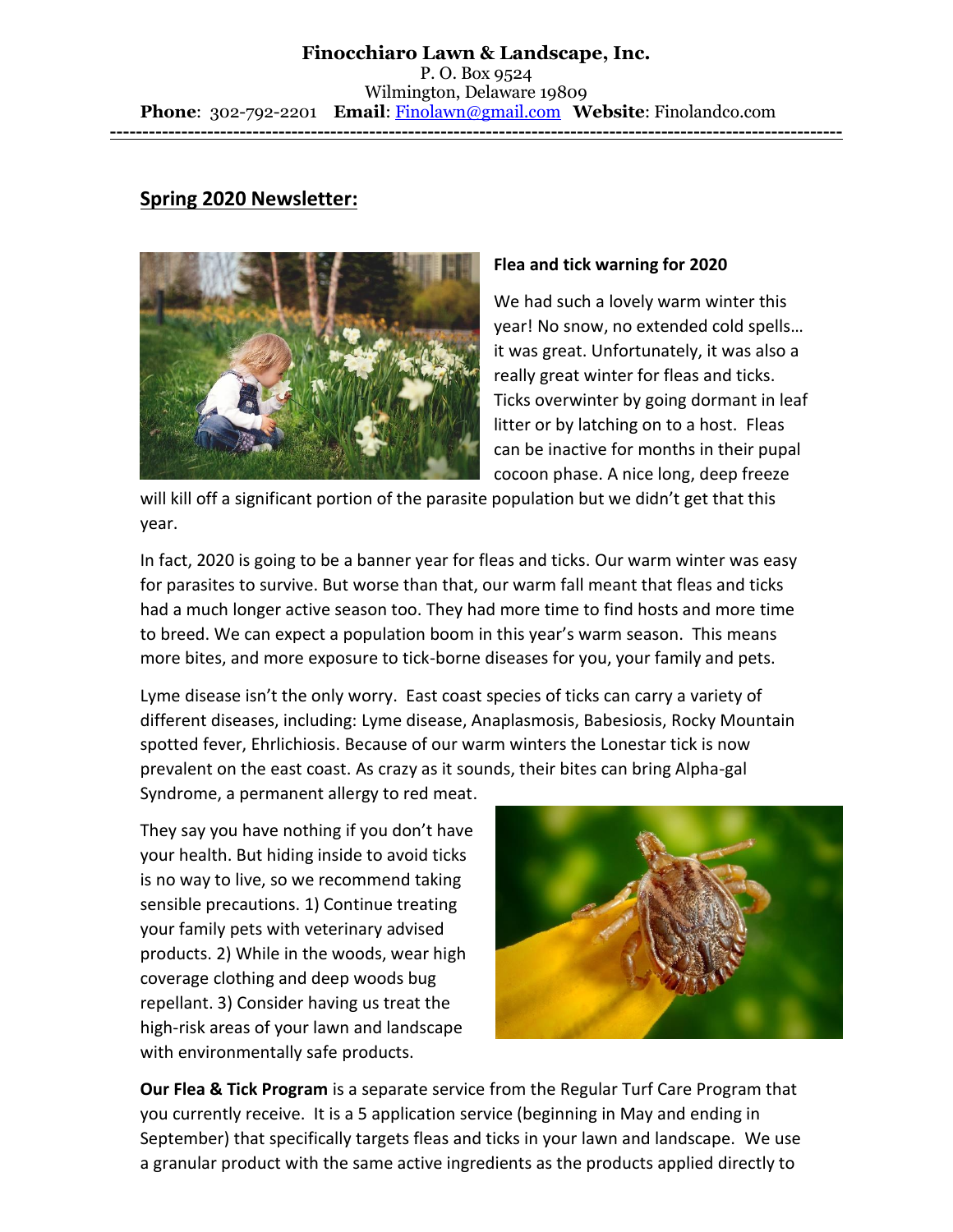**Finocchiaro Lawn & Landscape, Inc.**
P. O. Box 9524
Wilmington, Delaware 19809
**Phone**: 302-792-2201 **Email**: Finolawn@gmail.com **Website**: Finolandco.com

---

## Spring 2020 Newsletter:

### Flea and tick warning for 2020

We had such a lovely warm winter this year! No snow, no extended cold spells… it was great. Unfortunately, it was also a really great winter for fleas and ticks. Ticks overwinter by going dormant in leaf litter or by latching on to a host. Fleas can be inactive for months in their pupal cocoon phase. A nice long, deep freeze will kill off a significant portion of the parasite population but we didn't get that this year.

In fact, 2020 is going to be a banner year for fleas and ticks. Our warm winter was easy for parasites to survive. But worse than that, our warm fall meant that fleas and ticks had a much longer active season too. They had more time to find hosts and more time to breed. We can expect a population boom in this year's warm season. This means more bites, and more exposure to tick-borne diseases for you, your family and pets.

Lyme disease isn't the only worry. East coast species of ticks can carry a variety of different diseases, including: Lyme disease, Anaplasmosis, Babesiosis, Rocky Mountain spotted fever, Ehrlichiosis. Because of our warm winters the Lonestar tick is now prevalent on the east coast. As crazy as it sounds, their bites can bring Alpha-gal Syndrome, a permanent allergy to red meat.

They say you have nothing if you don't have your health. But hiding inside to avoid ticks is no way to live, so we recommend taking sensible precautions. 1) Continue treating your family pets with veterinary advised products. 2) While in the woods, wear high coverage clothing and deep woods bug repellant. 3) Consider having us treat the high-risk areas of your lawn and landscape with environmentally safe products.

**Our Flea & Tick Program** is a separate service from the Regular Turf Care Program that you currently receive. It is a 5 application service (beginning in May and ending in September) that specifically targets fleas and ticks in your lawn and landscape. We use a granular product with the same active ingredients as the products applied directly to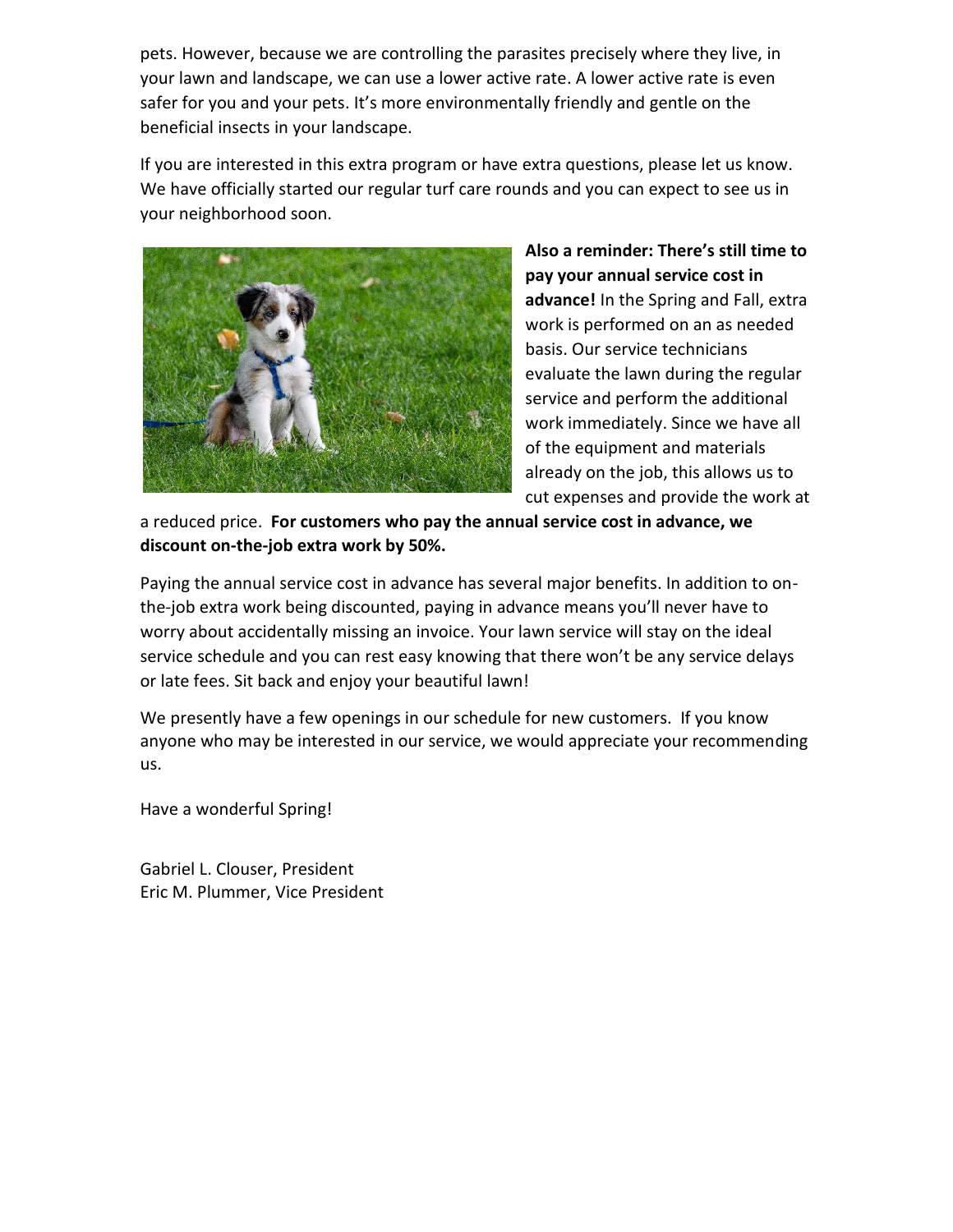pets. However, because we are controlling the parasites precisely where they live, in your lawn and landscape, we can use a lower active rate. A lower active rate is even safer for you and your pets. It's more environmentally friendly and gentle on the beneficial insects in your landscape.

If you are interested in this extra program or have extra questions, please let us know. We have officially started our regular turf care rounds and you can expect to see us in your neighborhood soon.

**Also a reminder: There's still time to pay your annual service cost in advance!** In the Spring and Fall, extra work is performed on an as needed basis. Our service technicians evaluate the lawn during the regular service and perform the additional work immediately. Since we have all of the equipment and materials already on the job, this allows us to cut expenses and provide the work at a reduced price. **For customers who pay the annual service cost in advance, we discount on-the-job extra work by 50%.**

Paying the annual service cost in advance has several major benefits. In addition to on-the-job extra work being discounted, paying in advance means you'll never have to worry about accidentally missing an invoice. Your lawn service will stay on the ideal service schedule and you can rest easy knowing that there won't be any service delays or late fees. Sit back and enjoy your beautiful lawn!

We presently have a few openings in our schedule for new customers. If you know anyone who may be interested in our service, we would appreciate your recommending us.

Have a wonderful Spring!

Gabriel L. Clouser, President
Eric M. Plummer, Vice President